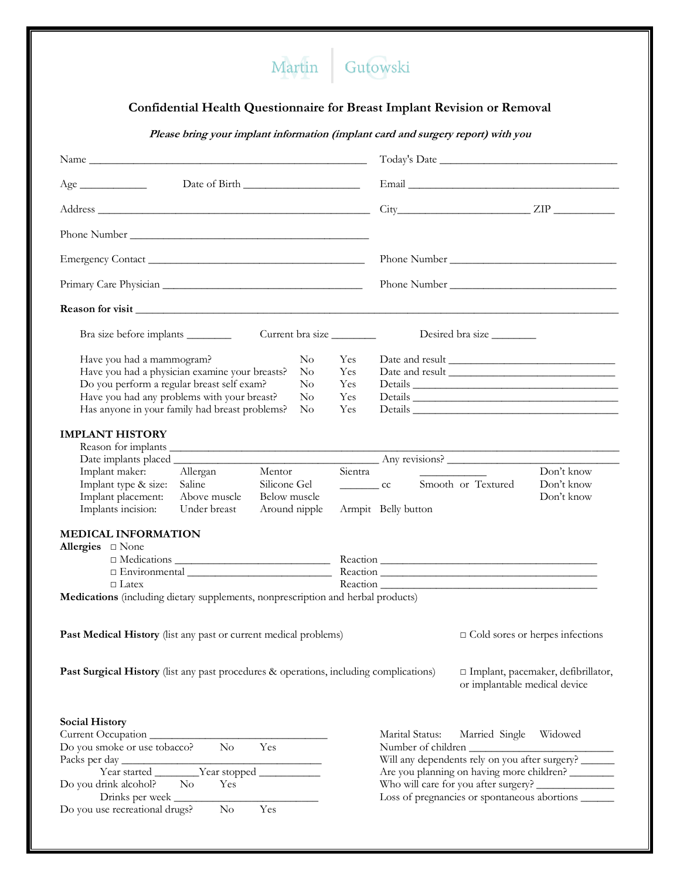Martin | Gutowski

# Confidential Health Questionnaire for Breast Implant Revision or Removal

***Please bring your implant information (implant card and surgery report) with you***

Name ______________________________________________ Today's Date ____________________________

Age ___________ Date of Birth ___________________ Email ____________________________________

Address ______________________________________________ City______________________ ZIP __________

Phone Number _________________________________________

Emergency Contact ______________________________________ Phone Number ___________________________

Primary Care Physician ___________________________________ Phone Number ___________________________

**Reason for visit** __________________________________________________________________________________

Bra size before implants ________ Current bra size ________ Desired bra size ________

| | | | |
|---|---|---|---|
| Have you had a mammogram? | No | Yes | Date and result ___________________________ |
| Have you had a physician examine your breasts? | No | Yes | Date and result ___________________________ |
| Do you perform a regular breast self exam? | No | Yes | Details _________________________________ |
| Have you had any problems with your breast? | No | Yes | Details _________________________________ |
| Has anyone in your family had breast problems? | No | Yes | Details _________________________________ |

**IMPLANT HISTORY**

Reason for implants _____________________________________________________________________________

Date implants placed ________________________________ Any revisions? ____________________________

| | | | | | |
|---|---|---|---|---|---|
| Implant maker: | Allergan | Mentor | Sientra | ___________ | Don't know |
| Implant type & size: | Saline | Silicone Gel | _______ cc | Smooth or Textured | Don't know |
| Implant placement: | Above muscle | Below muscle | | | Don't know |
| Implants incision: | Under breast | Around nipple | Armpit | Belly button | |

**MEDICAL INFORMATION**

**Allergies** □ None

□ Medications _________________________ Reaction ____________________________________

□ Environmental _______________________ Reaction ____________________________________

□ Latex Reaction ____________________________________

**Medications** (including dietary supplements, nonprescription and herbal products)

**Past Medical History** (list any past or current medical problems) □ Cold sores or herpes infections

**Past Surgical History** (list any past procedures & operations, including complications) □ Implant, pacemaker, defibrillator, or implantable medical device

**Social History**

Current Occupation ______________________________

Do you smoke or use tobacco? No Yes

Packs per day ___________________________________

Year started ________Year stopped __________

Do you drink alcohol? No Yes

Drinks per week _________________________

Do you use recreational drugs? No Yes

Marital Status: Married Single Widowed

Number of children _________________________

Will any dependents rely on you after surgery? ______

Are you planning on having more children? ________

Who will care for you after surgery? _____________

Loss of pregnancies or spontaneous abortions ______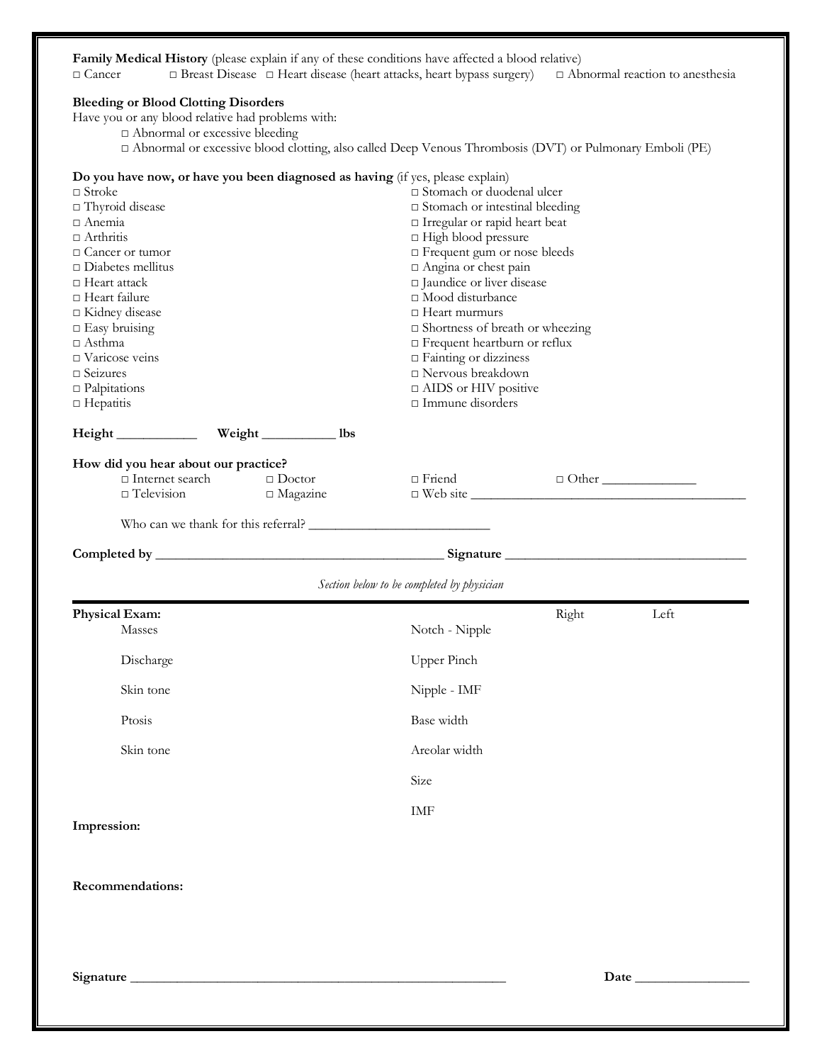**Family Medical History** (please explain if any of these conditions have affected a blood relative)

□ Cancer □ Breast Disease □ Heart disease (heart attacks, heart bypass surgery) □ Abnormal reaction to anesthesia

**Bleeding or Blood Clotting Disorders**

Have you or any blood relative had problems with:

- □ Abnormal or excessive bleeding
- □ Abnormal or excessive blood clotting, also called Deep Venous Thrombosis (DVT) or Pulmonary Emboli (PE)

**Do you have now, or have you been diagnosed as having** (if yes, please explain)

□ Stroke
□ Thyroid disease
□ Anemia
□ Arthritis
□ Cancer or tumor
□ Diabetes mellitus
□ Heart attack
□ Heart failure
□ Kidney disease
□ Easy bruising
□ Asthma
□ Varicose veins
□ Seizures
□ Palpitations
□ Hepatitis
□ Stomach or duodenal ulcer
□ Stomach or intestinal bleeding
□ Irregular or rapid heart beat
□ High blood pressure
□ Frequent gum or nose bleeds
□ Angina or chest pain
□ Jaundice or liver disease
□ Mood disturbance
□ Heart murmurs
□ Shortness of breath or wheezing
□ Frequent heartburn or reflux
□ Fainting or dizziness
□ Nervous breakdown
□ AIDS or HIV positive
□ Immune disorders

**Height** ___________ **Weight** __________ lbs

**How did you hear about our practice?**

□ Internet search □ Doctor □ Friend □ Other _____________
□ Television □ Magazine □ Web site ________________________________________

Who can we thank for this referral? __________________________

**Completed by** ________________________________________ **Signature** __________________________________

*Section below to be completed by physician*

---

**Physical Exam:**

| | | | Right | Left |
|---|---|---|---|---|
| Masses | | Notch - Nipple | | |
| Discharge | | Upper Pinch | | |
| Skin tone | | Nipple - IMF | | |
| Ptosis | | Base width | | |
| Skin tone | | Areolar width | | |
| | | Size | | |
| | | IMF | | |

**Impression:**

**Recommendations:**

**Signature** ________________________________________________________ **Date** _______________